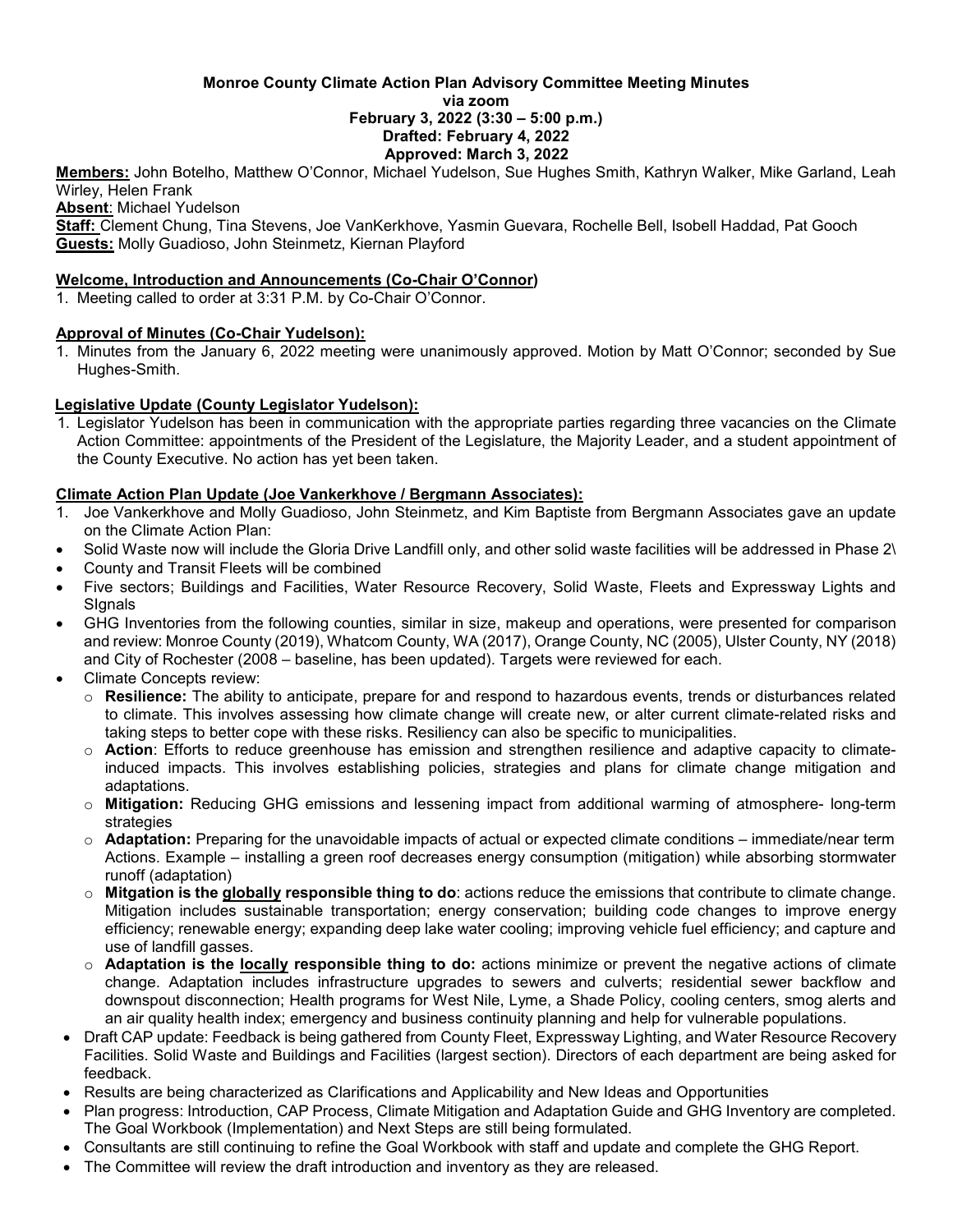**Monroe County Climate Action Plan Advisory Committee Meeting Minutes**
**via zoom**
**February 3, 2022 (3:30 – 5:00 p.m.)**
**Drafted: February 4, 2022**
**Approved: March 3, 2022**

**Members:** John Botelho, Matthew O'Connor, Michael Yudelson, Sue Hughes Smith, Kathryn Walker, Mike Garland, Leah Wirley, Helen Frank
**Absent**: Michael Yudelson
**Staff:** Clement Chung, Tina Stevens, Joe VanKerkhove, Yasmin Guevara, Rochelle Bell, Isobell Haddad, Pat Gooch
**Guests:** Molly Guadioso, John Steinmetz, Kiernan Playford

**Welcome, Introduction and Announcements (Co-Chair O'Connor)**

1. Meeting called to order at 3:31 P.M. by Co-Chair O'Connor.

**Approval of Minutes (Co-Chair Yudelson):**

1. Minutes from the January 6, 2022 meeting were unanimously approved. Motion by Matt O'Connor; seconded by Sue Hughes-Smith.

**Legislative Update (County Legislator Yudelson):**

1. Legislator Yudelson has been in communication with the appropriate parties regarding three vacancies on the Climate Action Committee: appointments of the President of the Legislature, the Majority Leader, and a student appointment of the County Executive. No action has yet been taken.

**Climate Action Plan Update (Joe Vankerkhove / Bergmann Associates):**

1. Joe Vankerkhove and Molly Guadioso, John Steinmetz, and Kim Baptiste from Bergmann Associates gave an update on the Climate Action Plan:

- Solid Waste now will include the Gloria Drive Landfill only, and other solid waste facilities will be addressed in Phase 2\
- County and Transit Fleets will be combined
- Five sectors; Buildings and Facilities, Water Resource Recovery, Solid Waste, Fleets and Expressway Lights and SIgnals
- GHG Inventories from the following counties, similar in size, makeup and operations, were presented for comparison and review: Monroe County (2019), Whatcom County, WA (2017), Orange County, NC (2005), Ulster County, NY (2018) and City of Rochester (2008 – baseline, has been updated). Targets were reviewed for each.
- Climate Concepts review:
  - **Resilience:** The ability to anticipate, prepare for and respond to hazardous events, trends or disturbances related to climate. This involves assessing how climate change will create new, or alter current climate-related risks and taking steps to better cope with these risks. Resiliency can also be specific to municipalities.
  - **Action**: Efforts to reduce greenhouse has emission and strengthen resilience and adaptive capacity to climate-induced impacts. This involves establishing policies, strategies and plans for climate change mitigation and adaptations.
  - **Mitigation:** Reducing GHG emissions and lessening impact from additional warming of atmosphere- long-term strategies
  - **Adaptation:** Preparing for the unavoidable impacts of actual or expected climate conditions – immediate/near term Actions. Example – installing a green roof decreases energy consumption (mitigation) while absorbing stormwater runoff (adaptation)
  - **Mitgation is the <u>globally</u> responsible thing to do**: actions reduce the emissions that contribute to climate change. Mitigation includes sustainable transportation; energy conservation; building code changes to improve energy efficiency; renewable energy; expanding deep lake water cooling; improving vehicle fuel efficiency; and capture and use of landfill gasses.
  - **Adaptation is the <u>locally</u> responsible thing to do:** actions minimize or prevent the negative actions of climate change. Adaptation includes infrastructure upgrades to sewers and culverts; residential sewer backflow and downspout disconnection; Health programs for West Nile, Lyme, a Shade Policy, cooling centers, smog alerts and an air quality health index; emergency and business continuity planning and help for vulnerable populations.
- Draft CAP update: Feedback is being gathered from County Fleet, Expressway Lighting, and Water Resource Recovery Facilities. Solid Waste and Buildings and Facilities (largest section). Directors of each department are being asked for feedback.
- Results are being characterized as Clarifications and Applicability and New Ideas and Opportunities
- Plan progress: Introduction, CAP Process, Climate Mitigation and Adaptation Guide and GHG Inventory are completed. The Goal Workbook (Implementation) and Next Steps are still being formulated.
- Consultants are still continuing to refine the Goal Workbook with staff and update and complete the GHG Report.
- The Committee will review the draft introduction and inventory as they are released.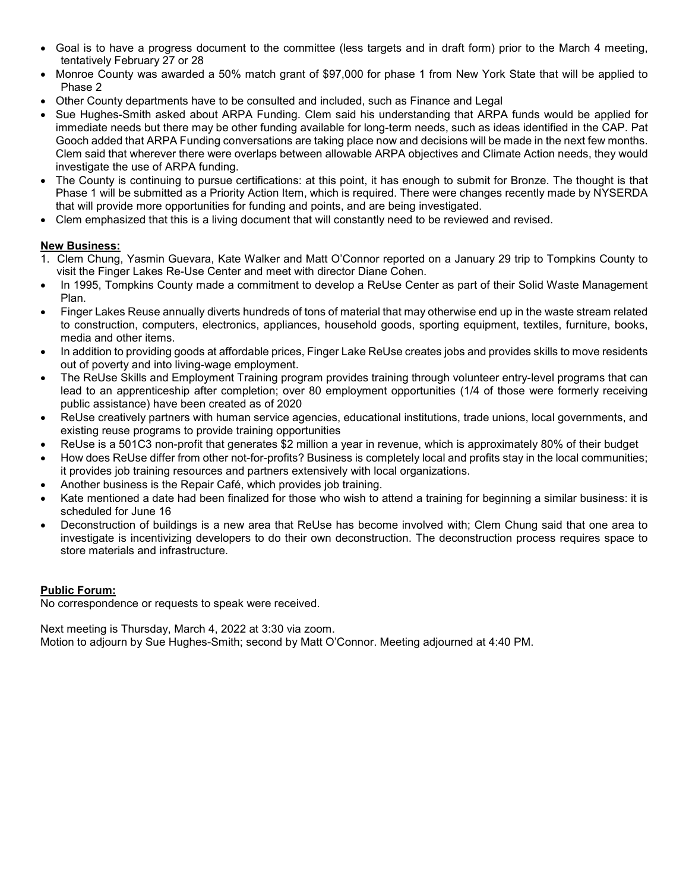- Goal is to have a progress document to the committee (less targets and in draft form) prior to the March 4 meeting, tentatively February 27 or 28
- Monroe County was awarded a 50% match grant of $97,000 for phase 1 from New York State that will be applied to Phase 2
- Other County departments have to be consulted and included, such as Finance and Legal
- Sue Hughes-Smith asked about ARPA Funding. Clem said his understanding that ARPA funds would be applied for immediate needs but there may be other funding available for long-term needs, such as ideas identified in the CAP. Pat Gooch added that ARPA Funding conversations are taking place now and decisions will be made in the next few months. Clem said that wherever there were overlaps between allowable ARPA objectives and Climate Action needs, they would investigate the use of ARPA funding.
- The County is continuing to pursue certifications: at this point, it has enough to submit for Bronze. The thought is that Phase 1 will be submitted as a Priority Action Item, which is required. There were changes recently made by NYSERDA that will provide more opportunities for funding and points, and are being investigated.
- Clem emphasized that this is a living document that will constantly need to be reviewed and revised.

**New Business:**

1. Clem Chung, Yasmin Guevara, Kate Walker and Matt O'Connor reported on a January 29 trip to Tompkins County to visit the Finger Lakes Re-Use Center and meet with director Diane Cohen.

- In 1995, Tompkins County made a commitment to develop a ReUse Center as part of their Solid Waste Management Plan.
- Finger Lakes Reuse annually diverts hundreds of tons of material that may otherwise end up in the waste stream related to construction, computers, electronics, appliances, household goods, sporting equipment, textiles, furniture, books, media and other items.
- In addition to providing goods at affordable prices, Finger Lake ReUse creates jobs and provides skills to move residents out of poverty and into living-wage employment.
- The ReUse Skills and Employment Training program provides training through volunteer entry-level programs that can lead to an apprenticeship after completion; over 80 employment opportunities (1/4 of those were formerly receiving public assistance) have been created as of 2020
- ReUse creatively partners with human service agencies, educational institutions, trade unions, local governments, and existing reuse programs to provide training opportunities
- ReUse is a 501C3 non-profit that generates $2 million a year in revenue, which is approximately 80% of their budget
- How does ReUse differ from other not-for-profits? Business is completely local and profits stay in the local communities; it provides job training resources and partners extensively with local organizations.
- Another business is the Repair Café, which provides job training.
- Kate mentioned a date had been finalized for those who wish to attend a training for beginning a similar business: it is scheduled for June 16
- Deconstruction of buildings is a new area that ReUse has become involved with; Clem Chung said that one area to investigate is incentivizing developers to do their own deconstruction. The deconstruction process requires space to store materials and infrastructure.

**Public Forum:**

No correspondence or requests to speak were received.

Next meeting is Thursday, March 4, 2022 at 3:30 via zoom.
Motion to adjourn by Sue Hughes-Smith; second by Matt O'Connor. Meeting adjourned at 4:40 PM.